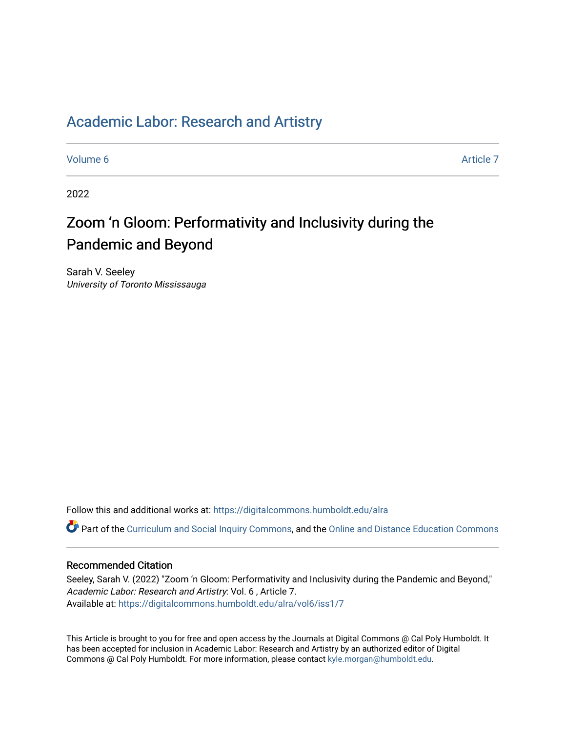# Academic Labor: Research and Artistry

Volume 6 — Article 7

2022

## Zoom 'n Gloom: Performativity and Inclusivity during the Pandemic and Beyond

Sarah V. Seeley
*University of Toronto Mississauga*

Follow this and additional works at: https://digitalcommons.humboldt.edu/alra

Part of the Curriculum and Social Inquiry Commons, and the Online and Distance Education Commons

### Recommended Citation

Seeley, Sarah V. (2022) "Zoom 'n Gloom: Performativity and Inclusivity during the Pandemic and Beyond," *Academic Labor: Research and Artistry*: Vol. 6 , Article 7.
Available at: https://digitalcommons.humboldt.edu/alra/vol6/iss1/7

This Article is brought to you for free and open access by the Journals at Digital Commons @ Cal Poly Humboldt. It has been accepted for inclusion in Academic Labor: Research and Artistry by an authorized editor of Digital Commons @ Cal Poly Humboldt. For more information, please contact kyle.morgan@humboldt.edu.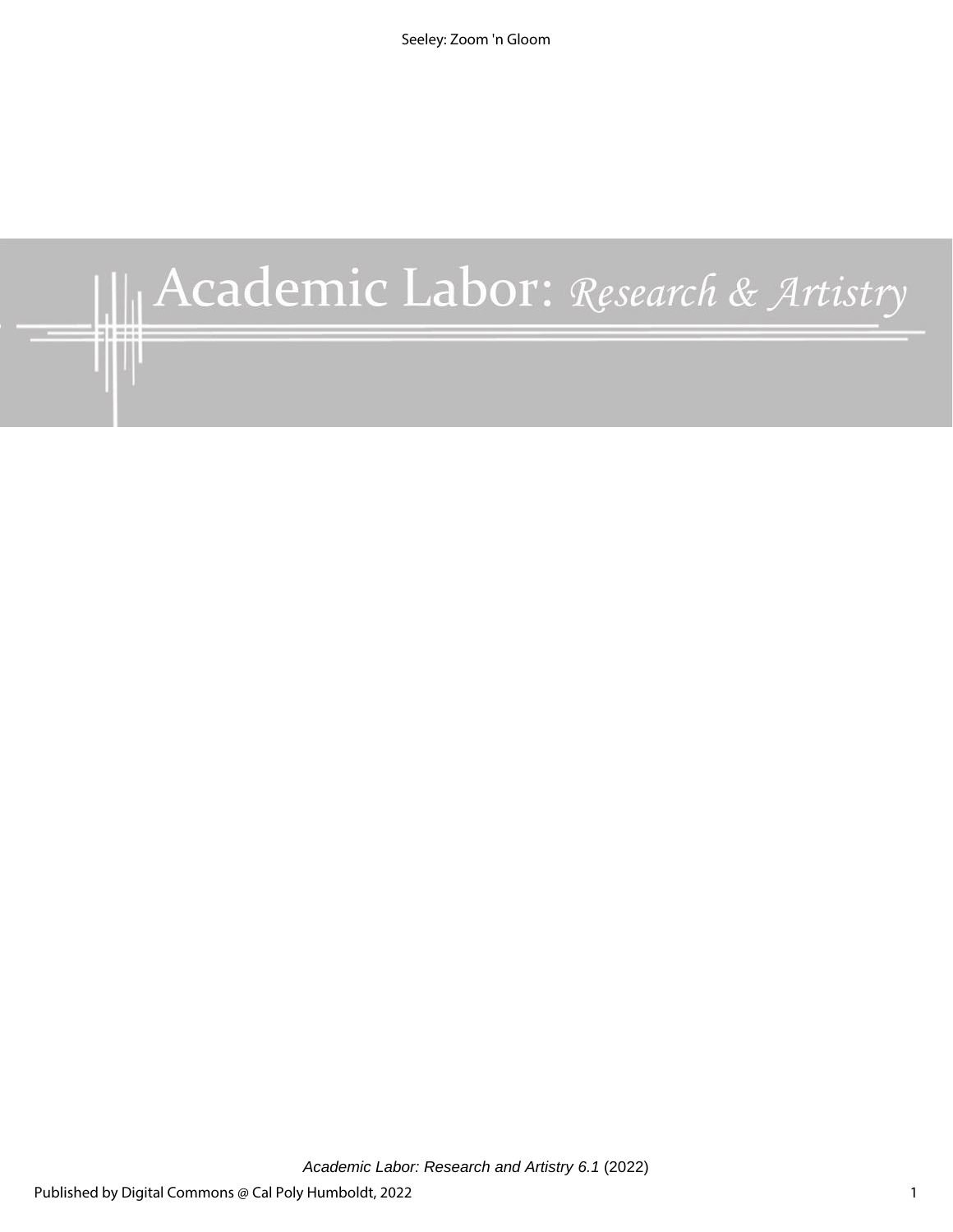# Academic Labor: *Research & Artistry*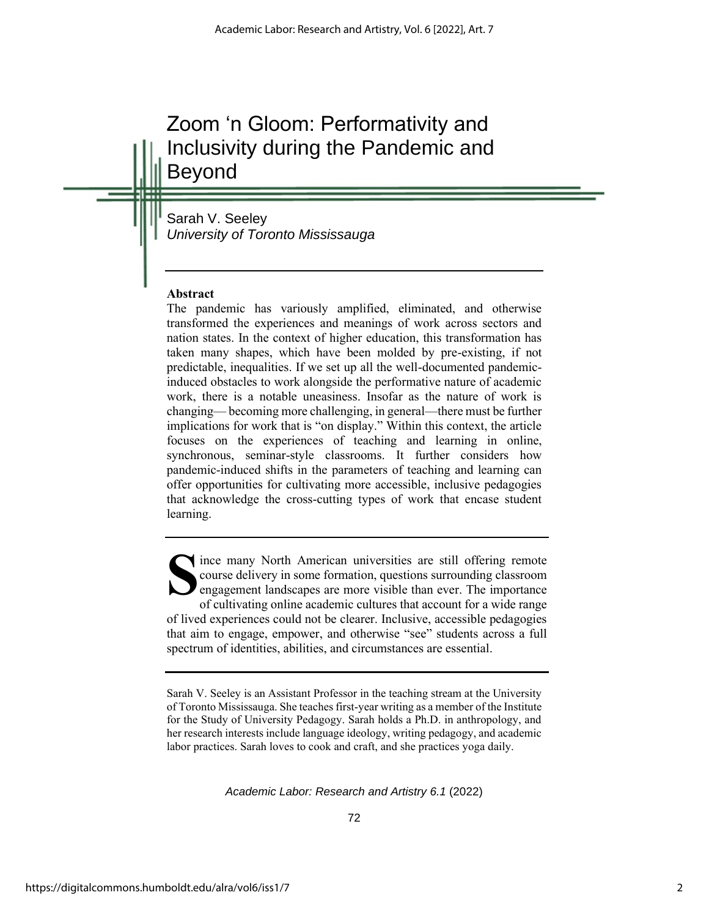# Zoom 'n Gloom: Performativity and Inclusivity during the Pandemic and Beyond

Sarah V. Seeley
*University of Toronto Mississauga*

**Abstract**

The pandemic has variously amplified, eliminated, and otherwise transformed the experiences and meanings of work across sectors and nation states. In the context of higher education, this transformation has taken many shapes, which have been molded by pre-existing, if not predictable, inequalities. If we set up all the well-documented pandemic-induced obstacles to work alongside the performative nature of academic work, there is a notable uneasiness. Insofar as the nature of work is changing— becoming more challenging, in general—there must be further implications for work that is "on display." Within this context, the article focuses on the experiences of teaching and learning in online, synchronous, seminar-style classrooms. It further considers how pandemic-induced shifts in the parameters of teaching and learning can offer opportunities for cultivating more accessible, inclusive pedagogies that acknowledge the cross-cutting types of work that encase student learning.

Since many North American universities are still offering remote course delivery in some formation, questions surrounding classroom engagement landscapes are more visible than ever. The importance of cultivating online academic cultures that account for a wide range of lived experiences could not be clearer. Inclusive, accessible pedagogies that aim to engage, empower, and otherwise "see" students across a full spectrum of identities, abilities, and circumstances are essential.

Sarah V. Seeley is an Assistant Professor in the teaching stream at the University of Toronto Mississauga. She teaches first-year writing as a member of the Institute for the Study of University Pedagogy. Sarah holds a Ph.D. in anthropology, and her research interests include language ideology, writing pedagogy, and academic labor practices. Sarah loves to cook and craft, and she practices yoga daily.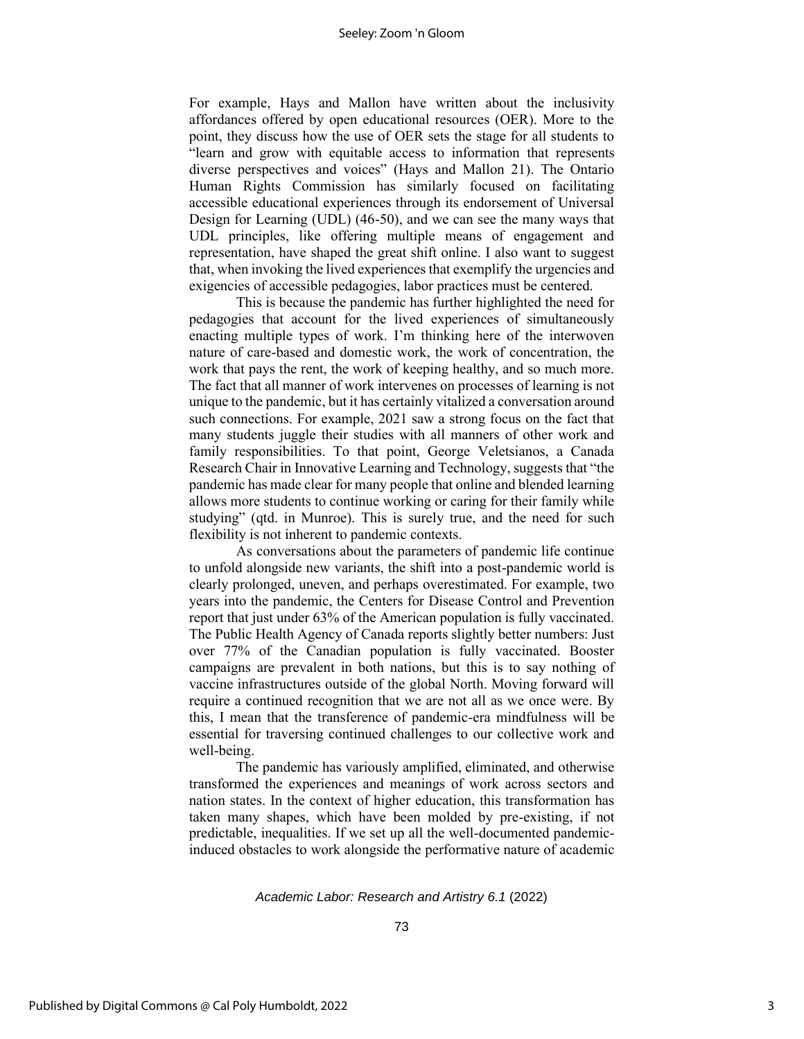For example, Hays and Mallon have written about the inclusivity affordances offered by open educational resources (OER). More to the point, they discuss how the use of OER sets the stage for all students to "learn and grow with equitable access to information that represents diverse perspectives and voices" (Hays and Mallon 21). The Ontario Human Rights Commission has similarly focused on facilitating accessible educational experiences through its endorsement of Universal Design for Learning (UDL) (46-50), and we can see the many ways that UDL principles, like offering multiple means of engagement and representation, have shaped the great shift online. I also want to suggest that, when invoking the lived experiences that exemplify the urgencies and exigencies of accessible pedagogies, labor practices must be centered.

This is because the pandemic has further highlighted the need for pedagogies that account for the lived experiences of simultaneously enacting multiple types of work. I'm thinking here of the interwoven nature of care-based and domestic work, the work of concentration, the work that pays the rent, the work of keeping healthy, and so much more. The fact that all manner of work intervenes on processes of learning is not unique to the pandemic, but it has certainly vitalized a conversation around such connections. For example, 2021 saw a strong focus on the fact that many students juggle their studies with all manners of other work and family responsibilities. To that point, George Veletsianos, a Canada Research Chair in Innovative Learning and Technology, suggests that "the pandemic has made clear for many people that online and blended learning allows more students to continue working or caring for their family while studying" (qtd. in Munroe). This is surely true, and the need for such flexibility is not inherent to pandemic contexts.

As conversations about the parameters of pandemic life continue to unfold alongside new variants, the shift into a post-pandemic world is clearly prolonged, uneven, and perhaps overestimated. For example, two years into the pandemic, the Centers for Disease Control and Prevention report that just under 63% of the American population is fully vaccinated. The Public Health Agency of Canada reports slightly better numbers: Just over 77% of the Canadian population is fully vaccinated. Booster campaigns are prevalent in both nations, but this is to say nothing of vaccine infrastructures outside of the global North. Moving forward will require a continued recognition that we are not all as we once were. By this, I mean that the transference of pandemic-era mindfulness will be essential for traversing continued challenges to our collective work and well-being.

The pandemic has variously amplified, eliminated, and otherwise transformed the experiences and meanings of work across sectors and nation states. In the context of higher education, this transformation has taken many shapes, which have been molded by pre-existing, if not predictable, inequalities. If we set up all the well-documented pandemic-induced obstacles to work alongside the performative nature of academic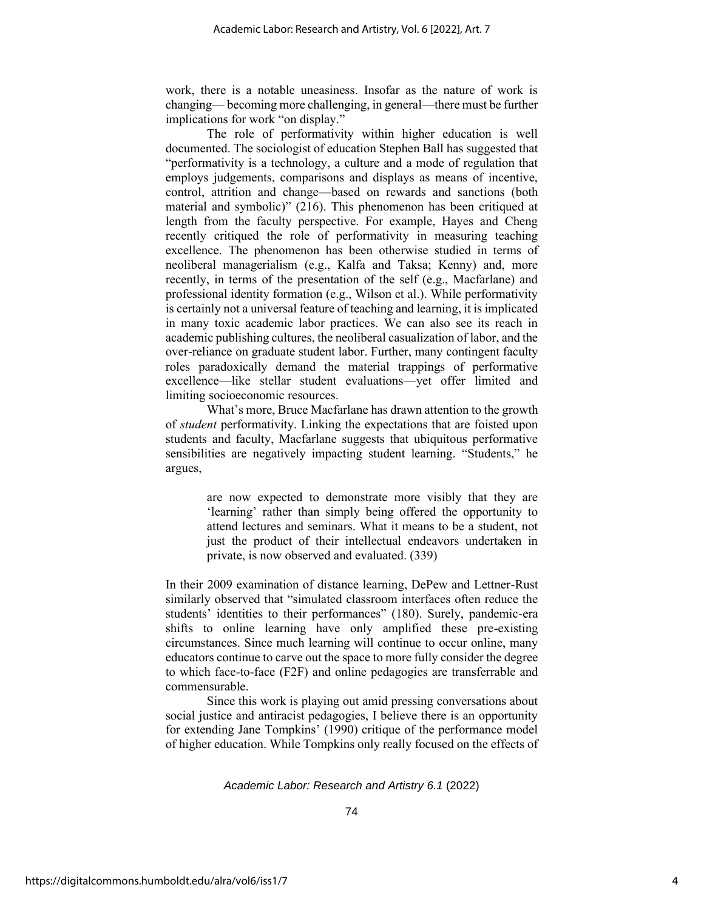work, there is a notable uneasiness. Insofar as the nature of work is changing— becoming more challenging, in general—there must be further implications for work "on display."

The role of performativity within higher education is well documented. The sociologist of education Stephen Ball has suggested that "performativity is a technology, a culture and a mode of regulation that employs judgements, comparisons and displays as means of incentive, control, attrition and change—based on rewards and sanctions (both material and symbolic)" (216). This phenomenon has been critiqued at length from the faculty perspective. For example, Hayes and Cheng recently critiqued the role of performativity in measuring teaching excellence. The phenomenon has been otherwise studied in terms of neoliberal managerialism (e.g., Kalfa and Taksa; Kenny) and, more recently, in terms of the presentation of the self (e.g., Macfarlane) and professional identity formation (e.g., Wilson et al.). While performativity is certainly not a universal feature of teaching and learning, it is implicated in many toxic academic labor practices. We can also see its reach in academic publishing cultures, the neoliberal casualization of labor, and the over-reliance on graduate student labor. Further, many contingent faculty roles paradoxically demand the material trappings of performative excellence—like stellar student evaluations—yet offer limited and limiting socioeconomic resources.

What's more, Bruce Macfarlane has drawn attention to the growth of *student* performativity. Linking the expectations that are foisted upon students and faculty, Macfarlane suggests that ubiquitous performative sensibilities are negatively impacting student learning. "Students," he argues,

> are now expected to demonstrate more visibly that they are 'learning' rather than simply being offered the opportunity to attend lectures and seminars. What it means to be a student, not just the product of their intellectual endeavors undertaken in private, is now observed and evaluated. (339)

In their 2009 examination of distance learning, DePew and Lettner-Rust similarly observed that "simulated classroom interfaces often reduce the students' identities to their performances" (180). Surely, pandemic-era shifts to online learning have only amplified these pre-existing circumstances. Since much learning will continue to occur online, many educators continue to carve out the space to more fully consider the degree to which face-to-face (F2F) and online pedagogies are transferrable and commensurable.

Since this work is playing out amid pressing conversations about social justice and antiracist pedagogies, I believe there is an opportunity for extending Jane Tompkins' (1990) critique of the performance model of higher education. While Tompkins only really focused on the effects of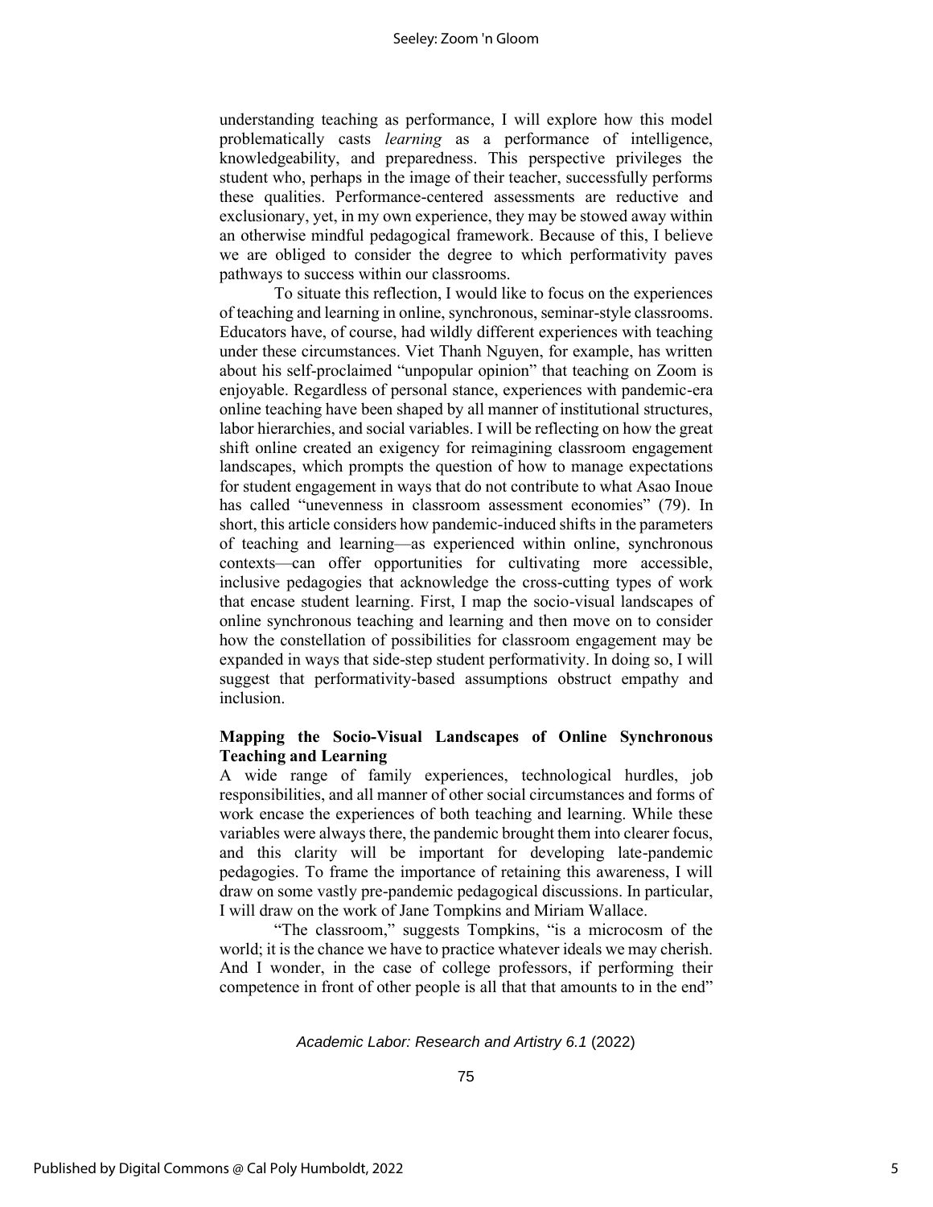understanding teaching as performance, I will explore how this model problematically casts *learning* as a performance of intelligence, knowledgeability, and preparedness. This perspective privileges the student who, perhaps in the image of their teacher, successfully performs these qualities. Performance-centered assessments are reductive and exclusionary, yet, in my own experience, they may be stowed away within an otherwise mindful pedagogical framework. Because of this, I believe we are obliged to consider the degree to which performativity paves pathways to success within our classrooms.

To situate this reflection, I would like to focus on the experiences of teaching and learning in online, synchronous, seminar-style classrooms. Educators have, of course, had wildly different experiences with teaching under these circumstances. Viet Thanh Nguyen, for example, has written about his self-proclaimed "unpopular opinion" that teaching on Zoom is enjoyable. Regardless of personal stance, experiences with pandemic-era online teaching have been shaped by all manner of institutional structures, labor hierarchies, and social variables. I will be reflecting on how the great shift online created an exigency for reimagining classroom engagement landscapes, which prompts the question of how to manage expectations for student engagement in ways that do not contribute to what Asao Inoue has called "unevenness in classroom assessment economies" (79). In short, this article considers how pandemic-induced shifts in the parameters of teaching and learning—as experienced within online, synchronous contexts—can offer opportunities for cultivating more accessible, inclusive pedagogies that acknowledge the cross-cutting types of work that encase student learning. First, I map the socio-visual landscapes of online synchronous teaching and learning and then move on to consider how the constellation of possibilities for classroom engagement may be expanded in ways that side-step student performativity. In doing so, I will suggest that performativity-based assumptions obstruct empathy and inclusion.

## Mapping the Socio-Visual Landscapes of Online Synchronous Teaching and Learning

A wide range of family experiences, technological hurdles, job responsibilities, and all manner of other social circumstances and forms of work encase the experiences of both teaching and learning. While these variables were always there, the pandemic brought them into clearer focus, and this clarity will be important for developing late-pandemic pedagogies. To frame the importance of retaining this awareness, I will draw on some vastly pre-pandemic pedagogical discussions. In particular, I will draw on the work of Jane Tompkins and Miriam Wallace.

"The classroom," suggests Tompkins, "is a microcosm of the world; it is the chance we have to practice whatever ideals we may cherish. And I wonder, in the case of college professors, if performing their competence in front of other people is all that that amounts to in the end"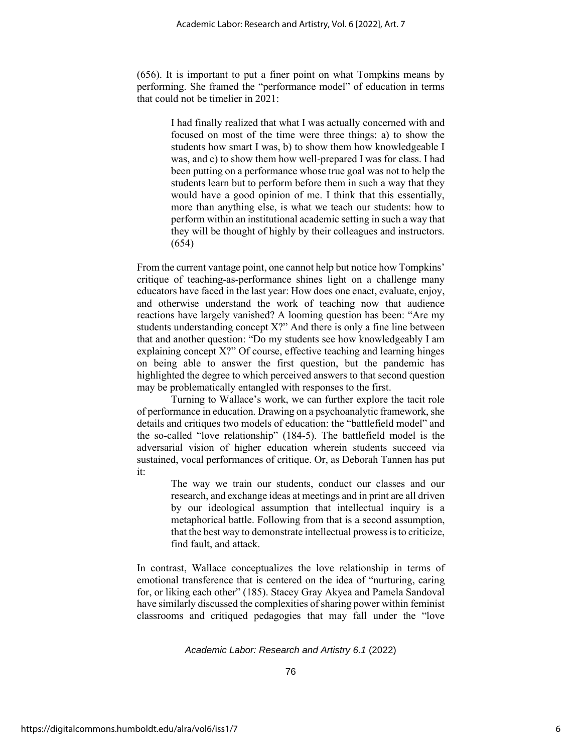(656). It is important to put a finer point on what Tompkins means by performing. She framed the "performance model" of education in terms that could not be timelier in 2021:

> I had finally realized that what I was actually concerned with and focused on most of the time were three things: a) to show the students how smart I was, b) to show them how knowledgeable I was, and c) to show them how well-prepared I was for class. I had been putting on a performance whose true goal was not to help the students learn but to perform before them in such a way that they would have a good opinion of me. I think that this essentially, more than anything else, is what we teach our students: how to perform within an institutional academic setting in such a way that they will be thought of highly by their colleagues and instructors. (654)

From the current vantage point, one cannot help but notice how Tompkins' critique of teaching-as-performance shines light on a challenge many educators have faced in the last year: How does one enact, evaluate, enjoy, and otherwise understand the work of teaching now that audience reactions have largely vanished? A looming question has been: "Are my students understanding concept X?" And there is only a fine line between that and another question: "Do my students see how knowledgeably I am explaining concept X?" Of course, effective teaching and learning hinges on being able to answer the first question, but the pandemic has highlighted the degree to which perceived answers to that second question may be problematically entangled with responses to the first.

Turning to Wallace's work, we can further explore the tacit role of performance in education. Drawing on a psychoanalytic framework, she details and critiques two models of education: the "battlefield model" and the so-called "love relationship" (184-5). The battlefield model is the adversarial vision of higher education wherein students succeed via sustained, vocal performances of critique. Or, as Deborah Tannen has put it:

> The way we train our students, conduct our classes and our research, and exchange ideas at meetings and in print are all driven by our ideological assumption that intellectual inquiry is a metaphorical battle. Following from that is a second assumption, that the best way to demonstrate intellectual prowess is to criticize, find fault, and attack.

In contrast, Wallace conceptualizes the love relationship in terms of emotional transference that is centered on the idea of "nurturing, caring for, or liking each other" (185). Stacey Gray Akyea and Pamela Sandoval have similarly discussed the complexities of sharing power within feminist classrooms and critiqued pedagogies that may fall under the "love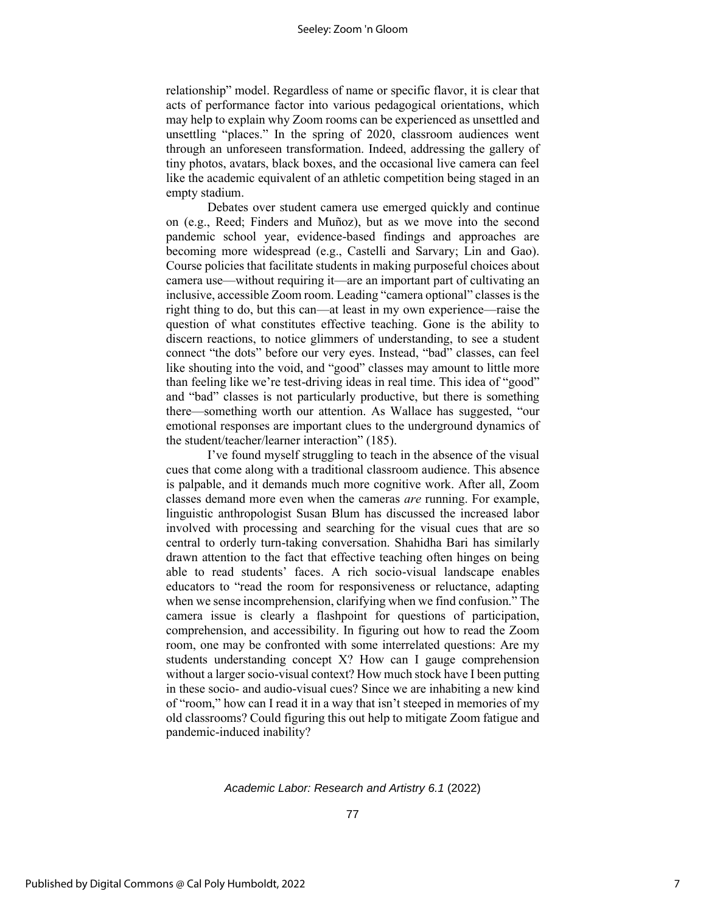relationship" model. Regardless of name or specific flavor, it is clear that acts of performance factor into various pedagogical orientations, which may help to explain why Zoom rooms can be experienced as unsettled and unsettling "places." In the spring of 2020, classroom audiences went through an unforeseen transformation. Indeed, addressing the gallery of tiny photos, avatars, black boxes, and the occasional live camera can feel like the academic equivalent of an athletic competition being staged in an empty stadium.

Debates over student camera use emerged quickly and continue on (e.g., Reed; Finders and Muñoz), but as we move into the second pandemic school year, evidence-based findings and approaches are becoming more widespread (e.g., Castelli and Sarvary; Lin and Gao). Course policies that facilitate students in making purposeful choices about camera use—without requiring it—are an important part of cultivating an inclusive, accessible Zoom room. Leading "camera optional" classes is the right thing to do, but this can—at least in my own experience—raise the question of what constitutes effective teaching. Gone is the ability to discern reactions, to notice glimmers of understanding, to see a student connect "the dots" before our very eyes. Instead, "bad" classes, can feel like shouting into the void, and "good" classes may amount to little more than feeling like we're test-driving ideas in real time. This idea of "good" and "bad" classes is not particularly productive, but there is something there—something worth our attention. As Wallace has suggested, "our emotional responses are important clues to the underground dynamics of the student/teacher/learner interaction" (185).

I've found myself struggling to teach in the absence of the visual cues that come along with a traditional classroom audience. This absence is palpable, and it demands much more cognitive work. After all, Zoom classes demand more even when the cameras *are* running. For example, linguistic anthropologist Susan Blum has discussed the increased labor involved with processing and searching for the visual cues that are so central to orderly turn-taking conversation. Shahidha Bari has similarly drawn attention to the fact that effective teaching often hinges on being able to read students' faces. A rich socio-visual landscape enables educators to "read the room for responsiveness or reluctance, adapting when we sense incomprehension, clarifying when we find confusion." The camera issue is clearly a flashpoint for questions of participation, comprehension, and accessibility. In figuring out how to read the Zoom room, one may be confronted with some interrelated questions: Are my students understanding concept X? How can I gauge comprehension without a larger socio-visual context? How much stock have I been putting in these socio- and audio-visual cues? Since we are inhabiting a new kind of "room," how can I read it in a way that isn't steeped in memories of my old classrooms? Could figuring this out help to mitigate Zoom fatigue and pandemic-induced inability?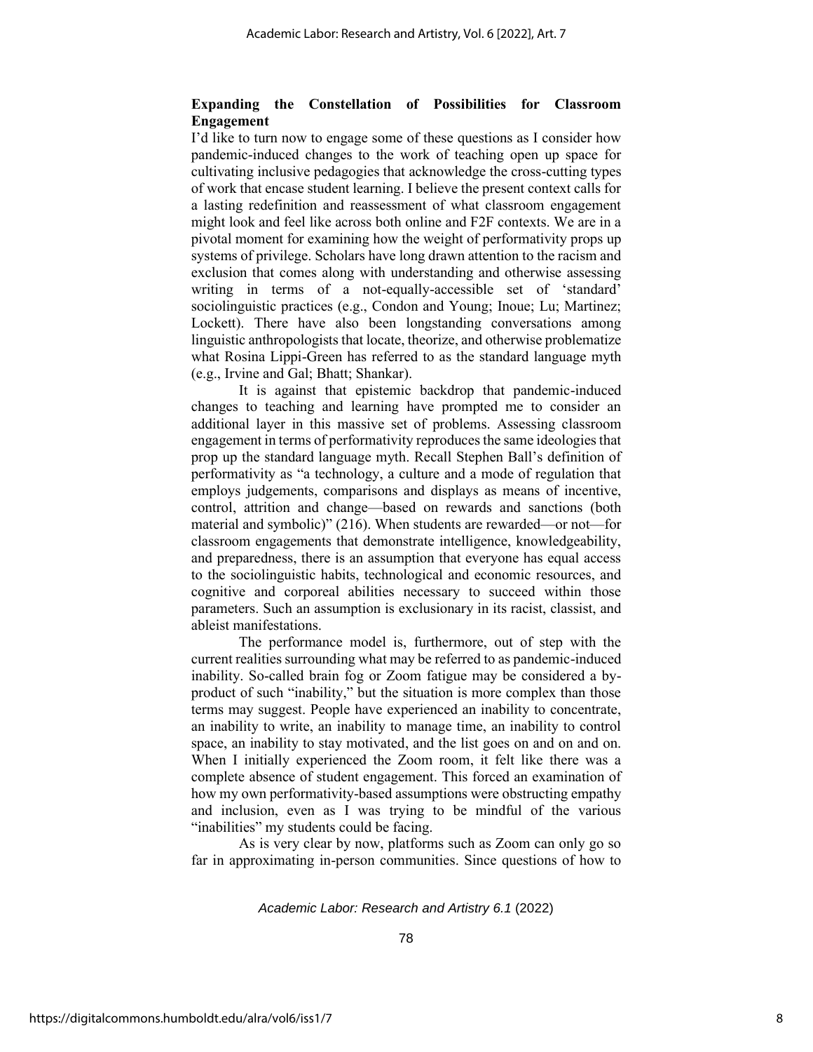## Expanding the Constellation of Possibilities for Classroom Engagement

I'd like to turn now to engage some of these questions as I consider how pandemic-induced changes to the work of teaching open up space for cultivating inclusive pedagogies that acknowledge the cross-cutting types of work that encase student learning. I believe the present context calls for a lasting redefinition and reassessment of what classroom engagement might look and feel like across both online and F2F contexts. We are in a pivotal moment for examining how the weight of performativity props up systems of privilege. Scholars have long drawn attention to the racism and exclusion that comes along with understanding and otherwise assessing writing in terms of a not-equally-accessible set of 'standard' sociolinguistic practices (e.g., Condon and Young; Inoue; Lu; Martinez; Lockett). There have also been longstanding conversations among linguistic anthropologists that locate, theorize, and otherwise problematize what Rosina Lippi-Green has referred to as the standard language myth (e.g., Irvine and Gal; Bhatt; Shankar).

It is against that epistemic backdrop that pandemic-induced changes to teaching and learning have prompted me to consider an additional layer in this massive set of problems. Assessing classroom engagement in terms of performativity reproduces the same ideologies that prop up the standard language myth. Recall Stephen Ball's definition of performativity as "a technology, a culture and a mode of regulation that employs judgements, comparisons and displays as means of incentive, control, attrition and change—based on rewards and sanctions (both material and symbolic)" (216). When students are rewarded—or not—for classroom engagements that demonstrate intelligence, knowledgeability, and preparedness, there is an assumption that everyone has equal access to the sociolinguistic habits, technological and economic resources, and cognitive and corporeal abilities necessary to succeed within those parameters. Such an assumption is exclusionary in its racist, classist, and ableist manifestations.

The performance model is, furthermore, out of step with the current realities surrounding what may be referred to as pandemic-induced inability. So-called brain fog or Zoom fatigue may be considered a by-product of such "inability," but the situation is more complex than those terms may suggest. People have experienced an inability to concentrate, an inability to write, an inability to manage time, an inability to control space, an inability to stay motivated, and the list goes on and on and on. When I initially experienced the Zoom room, it felt like there was a complete absence of student engagement. This forced an examination of how my own performativity-based assumptions were obstructing empathy and inclusion, even as I was trying to be mindful of the various "inabilities" my students could be facing.

As is very clear by now, platforms such as Zoom can only go so far in approximating in-person communities. Since questions of how to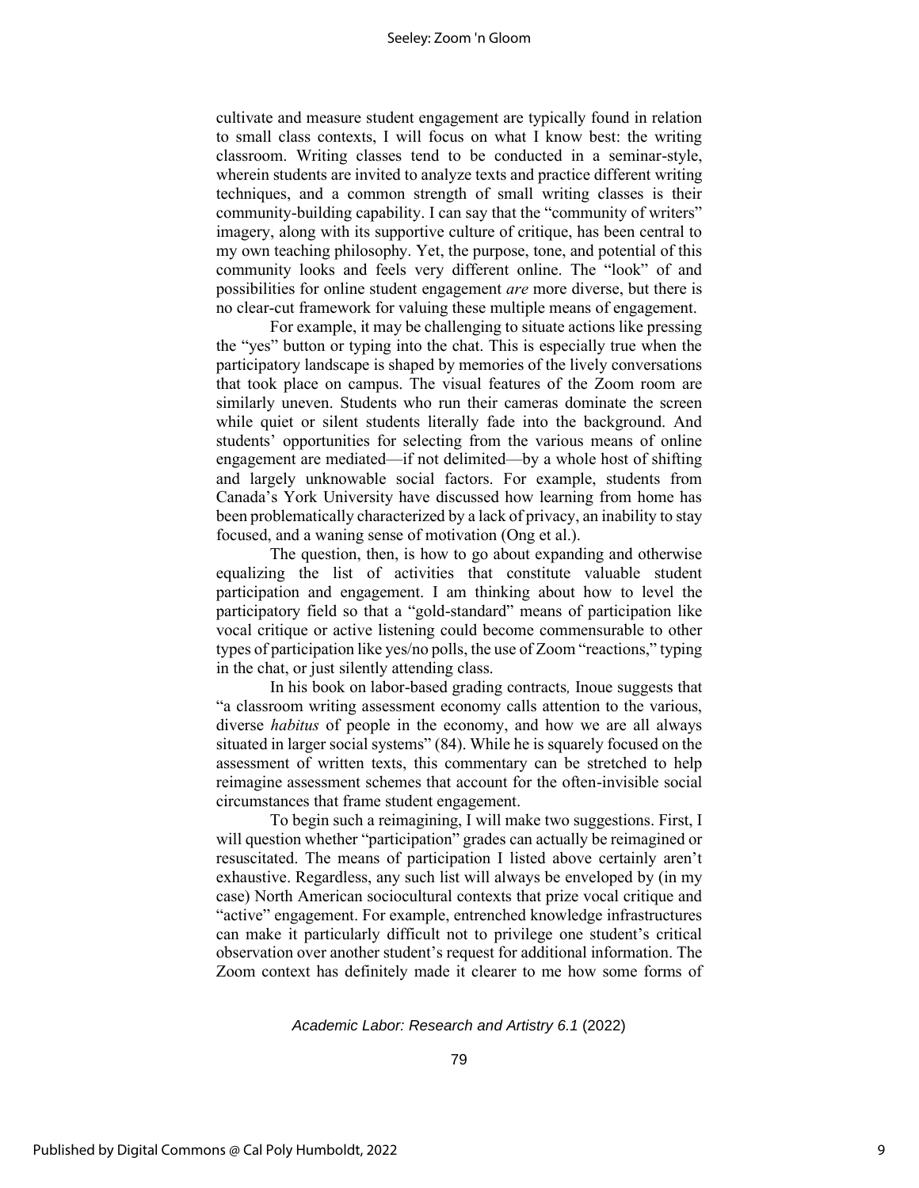cultivate and measure student engagement are typically found in relation to small class contexts, I will focus on what I know best: the writing classroom. Writing classes tend to be conducted in a seminar-style, wherein students are invited to analyze texts and practice different writing techniques, and a common strength of small writing classes is their community-building capability. I can say that the "community of writers" imagery, along with its supportive culture of critique, has been central to my own teaching philosophy. Yet, the purpose, tone, and potential of this community looks and feels very different online. The "look" of and possibilities for online student engagement *are* more diverse, but there is no clear-cut framework for valuing these multiple means of engagement.

For example, it may be challenging to situate actions like pressing the "yes" button or typing into the chat. This is especially true when the participatory landscape is shaped by memories of the lively conversations that took place on campus. The visual features of the Zoom room are similarly uneven. Students who run their cameras dominate the screen while quiet or silent students literally fade into the background. And students' opportunities for selecting from the various means of online engagement are mediated—if not delimited—by a whole host of shifting and largely unknowable social factors. For example, students from Canada's York University have discussed how learning from home has been problematically characterized by a lack of privacy, an inability to stay focused, and a waning sense of motivation (Ong et al.).

The question, then, is how to go about expanding and otherwise equalizing the list of activities that constitute valuable student participation and engagement. I am thinking about how to level the participatory field so that a "gold-standard" means of participation like vocal critique or active listening could become commensurable to other types of participation like yes/no polls, the use of Zoom "reactions," typing in the chat, or just silently attending class.

In his book on labor-based grading contracts, Inoue suggests that "a classroom writing assessment economy calls attention to the various, diverse *habitus* of people in the economy, and how we are all always situated in larger social systems" (84). While he is squarely focused on the assessment of written texts, this commentary can be stretched to help reimagine assessment schemes that account for the often-invisible social circumstances that frame student engagement.

To begin such a reimagining, I will make two suggestions. First, I will question whether "participation" grades can actually be reimagined or resuscitated. The means of participation I listed above certainly aren't exhaustive. Regardless, any such list will always be enveloped by (in my case) North American sociocultural contexts that prize vocal critique and "active" engagement. For example, entrenched knowledge infrastructures can make it particularly difficult not to privilege one student's critical observation over another student's request for additional information. The Zoom context has definitely made it clearer to me how some forms of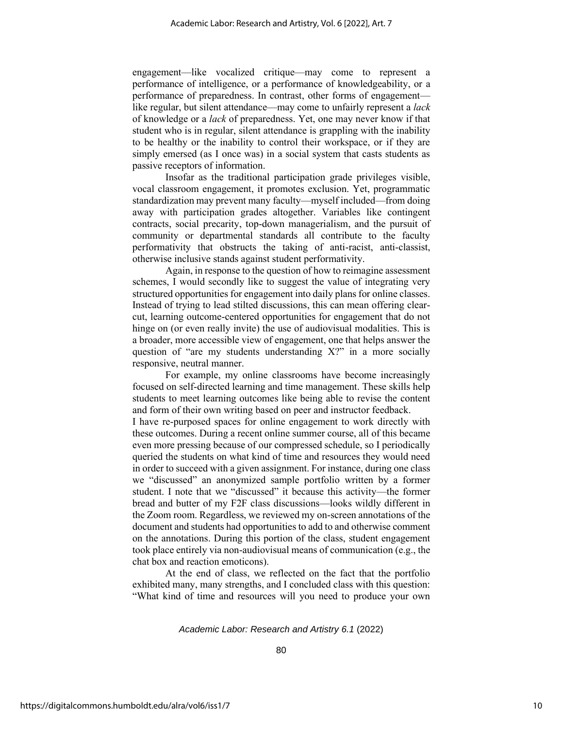engagement—like vocalized critique—may come to represent a performance of intelligence, or a performance of knowledgeability, or a performance of preparedness. In contrast, other forms of engagement—like regular, but silent attendance—may come to unfairly represent a *lack* of knowledge or a *lack* of preparedness. Yet, one may never know if that student who is in regular, silent attendance is grappling with the inability to be healthy or the inability to control their workspace, or if they are simply emersed (as I once was) in a social system that casts students as passive receptors of information.

Insofar as the traditional participation grade privileges visible, vocal classroom engagement, it promotes exclusion. Yet, programmatic standardization may prevent many faculty—myself included—from doing away with participation grades altogether. Variables like contingent contracts, social precarity, top-down managerialism, and the pursuit of community or departmental standards all contribute to the faculty performativity that obstructs the taking of anti-racist, anti-classist, otherwise inclusive stands against student performativity.

Again, in response to the question of how to reimagine assessment schemes, I would secondly like to suggest the value of integrating very structured opportunities for engagement into daily plans for online classes. Instead of trying to lead stilted discussions, this can mean offering clear-cut, learning outcome-centered opportunities for engagement that do not hinge on (or even really invite) the use of audiovisual modalities. This is a broader, more accessible view of engagement, one that helps answer the question of "are my students understanding X?" in a more socially responsive, neutral manner.

For example, my online classrooms have become increasingly focused on self-directed learning and time management. These skills help students to meet learning outcomes like being able to revise the content and form of their own writing based on peer and instructor feedback. I have re-purposed spaces for online engagement to work directly with these outcomes. During a recent online summer course, all of this became even more pressing because of our compressed schedule, so I periodically queried the students on what kind of time and resources they would need in order to succeed with a given assignment. For instance, during one class we "discussed" an anonymized sample portfolio written by a former student. I note that we "discussed" it because this activity—the former bread and butter of my F2F class discussions—looks wildly different in the Zoom room. Regardless, we reviewed my on-screen annotations of the document and students had opportunities to add to and otherwise comment on the annotations. During this portion of the class, student engagement took place entirely via non-audiovisual means of communication (e.g., the chat box and reaction emoticons).

At the end of class, we reflected on the fact that the portfolio exhibited many, many strengths, and I concluded class with this question: "What kind of time and resources will you need to produce your own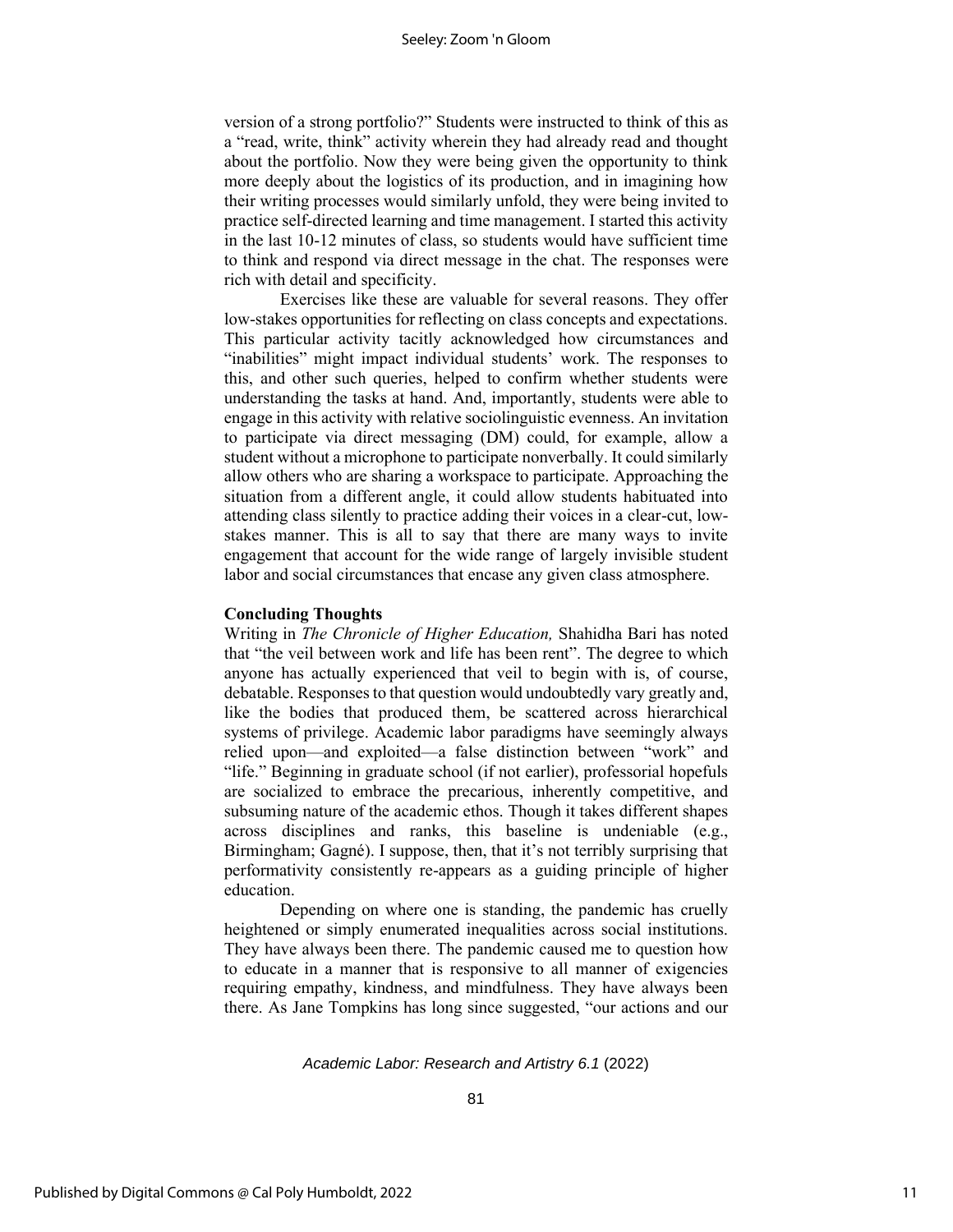version of a strong portfolio?" Students were instructed to think of this as a "read, write, think" activity wherein they had already read and thought about the portfolio. Now they were being given the opportunity to think more deeply about the logistics of its production, and in imagining how their writing processes would similarly unfold, they were being invited to practice self-directed learning and time management. I started this activity in the last 10-12 minutes of class, so students would have sufficient time to think and respond via direct message in the chat. The responses were rich with detail and specificity.

Exercises like these are valuable for several reasons. They offer low-stakes opportunities for reflecting on class concepts and expectations. This particular activity tacitly acknowledged how circumstances and "inabilities" might impact individual students' work. The responses to this, and other such queries, helped to confirm whether students were understanding the tasks at hand. And, importantly, students were able to engage in this activity with relative sociolinguistic evenness. An invitation to participate via direct messaging (DM) could, for example, allow a student without a microphone to participate nonverbally. It could similarly allow others who are sharing a workspace to participate. Approaching the situation from a different angle, it could allow students habituated into attending class silently to practice adding their voices in a clear-cut, low-stakes manner. This is all to say that there are many ways to invite engagement that account for the wide range of largely invisible student labor and social circumstances that encase any given class atmosphere.

**Concluding Thoughts**

Writing in *The Chronicle of Higher Education,* Shahidha Bari has noted that "the veil between work and life has been rent". The degree to which anyone has actually experienced that veil to begin with is, of course, debatable. Responses to that question would undoubtedly vary greatly and, like the bodies that produced them, be scattered across hierarchical systems of privilege. Academic labor paradigms have seemingly always relied upon—and exploited—a false distinction between "work" and "life." Beginning in graduate school (if not earlier), professorial hopefuls are socialized to embrace the precarious, inherently competitive, and subsuming nature of the academic ethos. Though it takes different shapes across disciplines and ranks, this baseline is undeniable (e.g., Birmingham; Gagné). I suppose, then, that it's not terribly surprising that performativity consistently re-appears as a guiding principle of higher education.

Depending on where one is standing, the pandemic has cruelly heightened or simply enumerated inequalities across social institutions. They have always been there. The pandemic caused me to question how to educate in a manner that is responsive to all manner of exigencies requiring empathy, kindness, and mindfulness. They have always been there. As Jane Tompkins has long since suggested, "our actions and our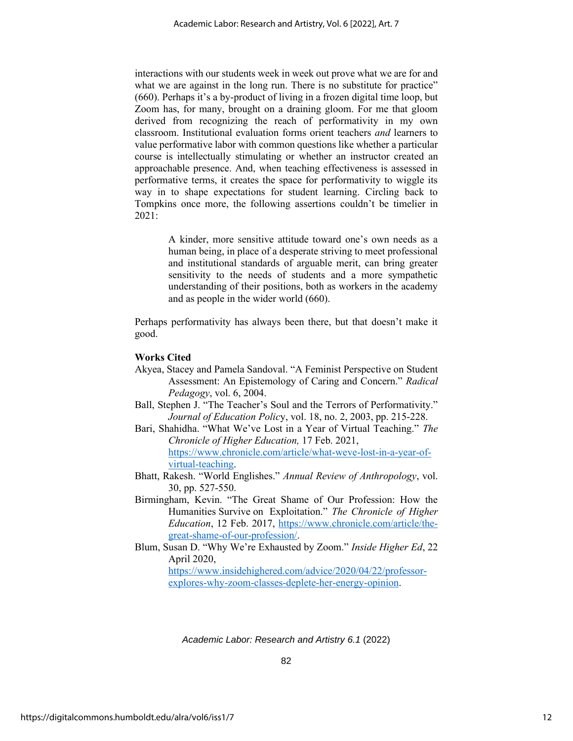interactions with our students week in week out prove what we are for and what we are against in the long run. There is no substitute for practice" (660). Perhaps it's a by-product of living in a frozen digital time loop, but Zoom has, for many, brought on a draining gloom. For me that gloom derived from recognizing the reach of performativity in my own classroom. Institutional evaluation forms orient teachers *and* learners to value performative labor with common questions like whether a particular course is intellectually stimulating or whether an instructor created an approachable presence. And, when teaching effectiveness is assessed in performative terms, it creates the space for performativity to wiggle its way in to shape expectations for student learning. Circling back to Tompkins once more, the following assertions couldn't be timelier in 2021:

> A kinder, more sensitive attitude toward one's own needs as a human being, in place of a desperate striving to meet professional and institutional standards of arguable merit, can bring greater sensitivity to the needs of students and a more sympathetic understanding of their positions, both as workers in the academy and as people in the wider world (660).

Perhaps performativity has always been there, but that doesn't make it good.

**Works Cited**

Akyea, Stacey and Pamela Sandoval. "A Feminist Perspective on Student Assessment: An Epistemology of Caring and Concern." *Radical Pedagogy*, vol. 6, 2004.

Ball, Stephen J. "The Teacher's Soul and the Terrors of Performativity." *Journal of Education Policy*, vol. 18, no. 2, 2003, pp. 215-228.

Bari, Shahidha. "What We've Lost in a Year of Virtual Teaching." *The Chronicle of Higher Education,* 17 Feb. 2021, https://www.chronicle.com/article/what-weve-lost-in-a-year-of-virtual-teaching.

Bhatt, Rakesh. "World Englishes." *Annual Review of Anthropology*, vol. 30, pp. 527-550.

Birmingham, Kevin. "The Great Shame of Our Profession: How the Humanities Survive on Exploitation." *The Chronicle of Higher Education*, 12 Feb. 2017, https://www.chronicle.com/article/the-great-shame-of-our-profession/.

Blum, Susan D. "Why We're Exhausted by Zoom." *Inside Higher Ed*, 22 April 2020, https://www.insidehighered.com/advice/2020/04/22/professor-explores-why-zoom-classes-deplete-her-energy-opinion.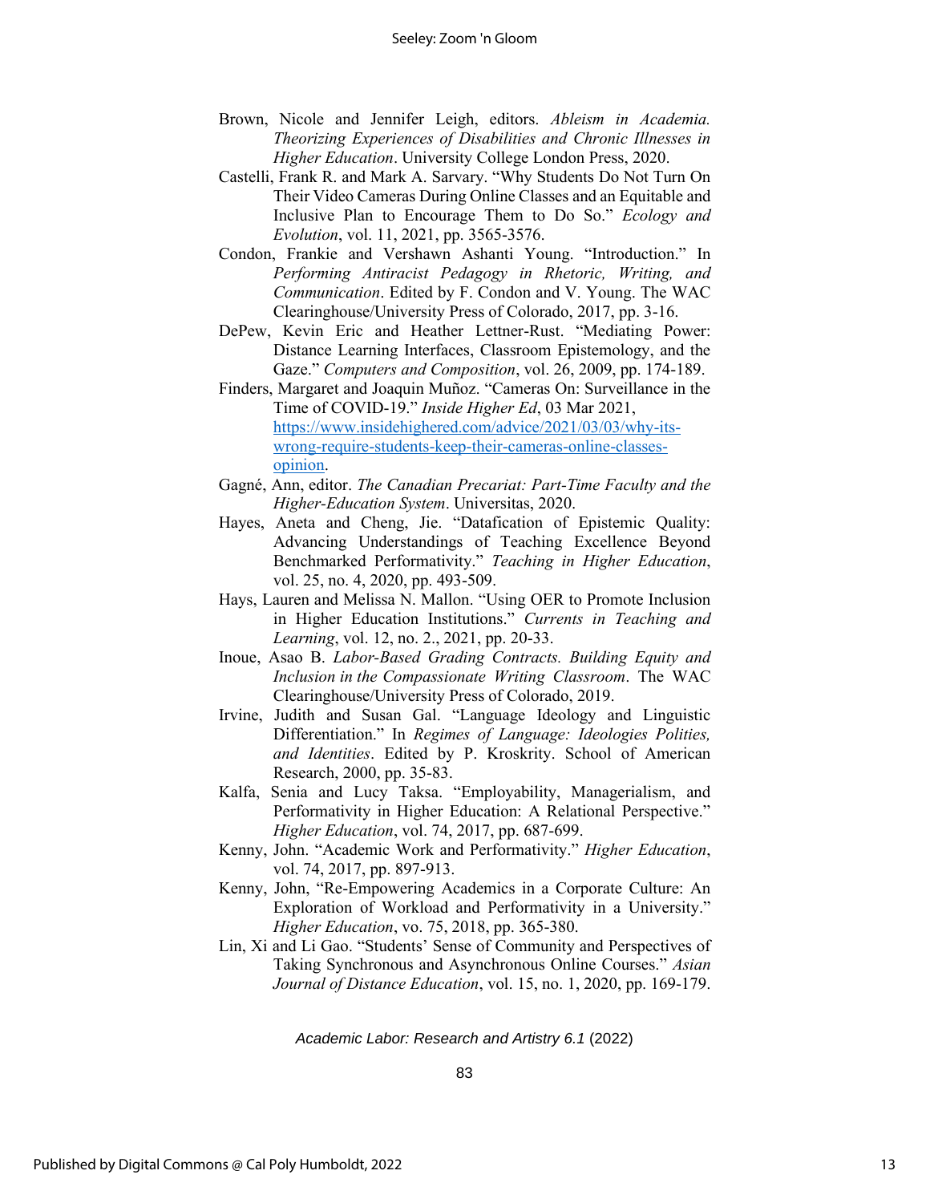Brown, Nicole and Jennifer Leigh, editors. *Ableism in Academia. Theorizing Experiences of Disabilities and Chronic Illnesses in Higher Education*. University College London Press, 2020.

Castelli, Frank R. and Mark A. Sarvary. "Why Students Do Not Turn On Their Video Cameras During Online Classes and an Equitable and Inclusive Plan to Encourage Them to Do So." *Ecology and Evolution*, vol. 11, 2021, pp. 3565-3576.

Condon, Frankie and Vershawn Ashanti Young. "Introduction." In *Performing Antiracist Pedagogy in Rhetoric, Writing, and Communication*. Edited by F. Condon and V. Young. The WAC Clearinghouse/University Press of Colorado, 2017, pp. 3-16.

DePew, Kevin Eric and Heather Lettner-Rust. "Mediating Power: Distance Learning Interfaces, Classroom Epistemology, and the Gaze." *Computers and Composition*, vol. 26, 2009, pp. 174-189.

Finders, Margaret and Joaquin Muñoz. "Cameras On: Surveillance in the Time of COVID-19." *Inside Higher Ed*, 03 Mar 2021, https://www.insidehighered.com/advice/2021/03/03/why-its-wrong-require-students-keep-their-cameras-online-classes-opinion.

Gagné, Ann, editor. *The Canadian Precariat: Part-Time Faculty and the Higher-Education System*. Universitas, 2020.

Hayes, Aneta and Cheng, Jie. "Datafication of Epistemic Quality: Advancing Understandings of Teaching Excellence Beyond Benchmarked Performativity." *Teaching in Higher Education*, vol. 25, no. 4, 2020, pp. 493-509.

Hays, Lauren and Melissa N. Mallon. "Using OER to Promote Inclusion in Higher Education Institutions." *Currents in Teaching and Learning*, vol. 12, no. 2., 2021, pp. 20-33.

Inoue, Asao B. *Labor-Based Grading Contracts. Building Equity and Inclusion in the Compassionate Writing Classroom*. The WAC Clearinghouse/University Press of Colorado, 2019.

Irvine, Judith and Susan Gal. "Language Ideology and Linguistic Differentiation." In *Regimes of Language: Ideologies Polities, and Identities*. Edited by P. Kroskrity. School of American Research, 2000, pp. 35-83.

Kalfa, Senia and Lucy Taksa. "Employability, Managerialism, and Performativity in Higher Education: A Relational Perspective." *Higher Education*, vol. 74, 2017, pp. 687-699.

Kenny, John. "Academic Work and Performativity." *Higher Education*, vol. 74, 2017, pp. 897-913.

Kenny, John, "Re-Empowering Academics in a Corporate Culture: An Exploration of Workload and Performativity in a University." *Higher Education*, vo. 75, 2018, pp. 365-380.

Lin, Xi and Li Gao. "Students' Sense of Community and Perspectives of Taking Synchronous and Asynchronous Online Courses." *Asian Journal of Distance Education*, vol. 15, no. 1, 2020, pp. 169-179.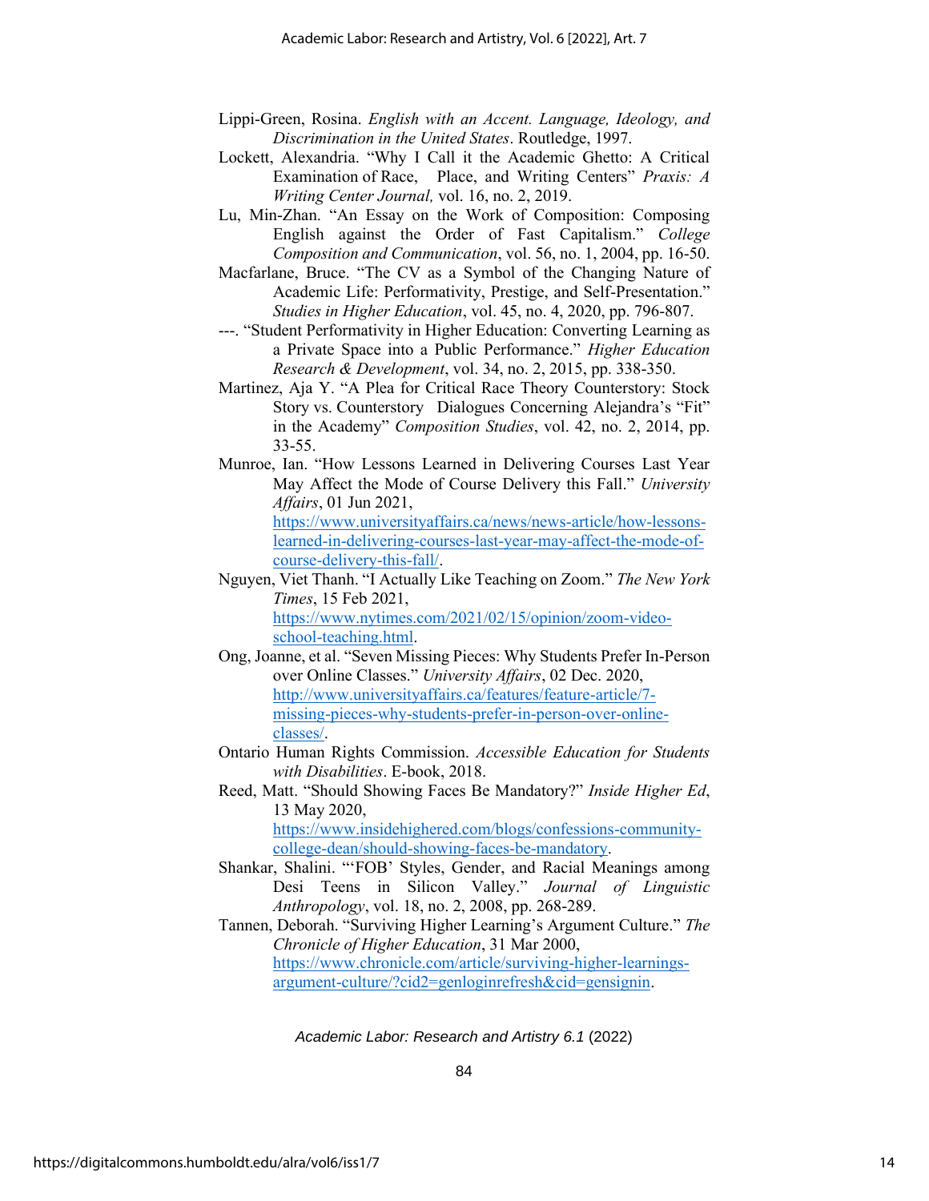Lippi-Green, Rosina. *English with an Accent. Language, Ideology, and Discrimination in the United States*. Routledge, 1997.

Lockett, Alexandria. "Why I Call it the Academic Ghetto: A Critical Examination of Race, Place, and Writing Centers" *Praxis: A Writing Center Journal,* vol. 16, no. 2, 2019.

Lu, Min-Zhan. "An Essay on the Work of Composition: Composing English against the Order of Fast Capitalism." *College Composition and Communication*, vol. 56, no. 1, 2004, pp. 16-50.

Macfarlane, Bruce. "The CV as a Symbol of the Changing Nature of Academic Life: Performativity, Prestige, and Self-Presentation." *Studies in Higher Education*, vol. 45, no. 4, 2020, pp. 796-807.

---. "Student Performativity in Higher Education: Converting Learning as a Private Space into a Public Performance." *Higher Education Research & Development*, vol. 34, no. 2, 2015, pp. 338-350.

Martinez, Aja Y. "A Plea for Critical Race Theory Counterstory: Stock Story vs. Counterstory Dialogues Concerning Alejandra's "Fit" in the Academy" *Composition Studies*, vol. 42, no. 2, 2014, pp. 33-55.

Munroe, Ian. "How Lessons Learned in Delivering Courses Last Year May Affect the Mode of Course Delivery this Fall." *University Affairs*, 01 Jun 2021, https://www.universityaffairs.ca/news/news-article/how-lessons-learned-in-delivering-courses-last-year-may-affect-the-mode-of-course-delivery-this-fall/.

Nguyen, Viet Thanh. "I Actually Like Teaching on Zoom." *The New York Times*, 15 Feb 2021, https://www.nytimes.com/2021/02/15/opinion/zoom-video-school-teaching.html.

Ong, Joanne, et al. "Seven Missing Pieces: Why Students Prefer In-Person over Online Classes." *University Affairs*, 02 Dec. 2020, http://www.universityaffairs.ca/features/feature-article/7-missing-pieces-why-students-prefer-in-person-over-online-classes/.

Ontario Human Rights Commission. *Accessible Education for Students with Disabilities*. E-book, 2018.

Reed, Matt. "Should Showing Faces Be Mandatory?" *Inside Higher Ed*, 13 May 2020, https://www.insidehighered.com/blogs/confessions-community-college-dean/should-showing-faces-be-mandatory.

Shankar, Shalini. "'FOB' Styles, Gender, and Racial Meanings among Desi Teens in Silicon Valley." *Journal of Linguistic Anthropology*, vol. 18, no. 2, 2008, pp. 268-289.

Tannen, Deborah. "Surviving Higher Learning's Argument Culture." *The Chronicle of Higher Education*, 31 Mar 2000, https://www.chronicle.com/article/surviving-higher-learnings-argument-culture/?cid2=genloginrefresh&cid=gensignin.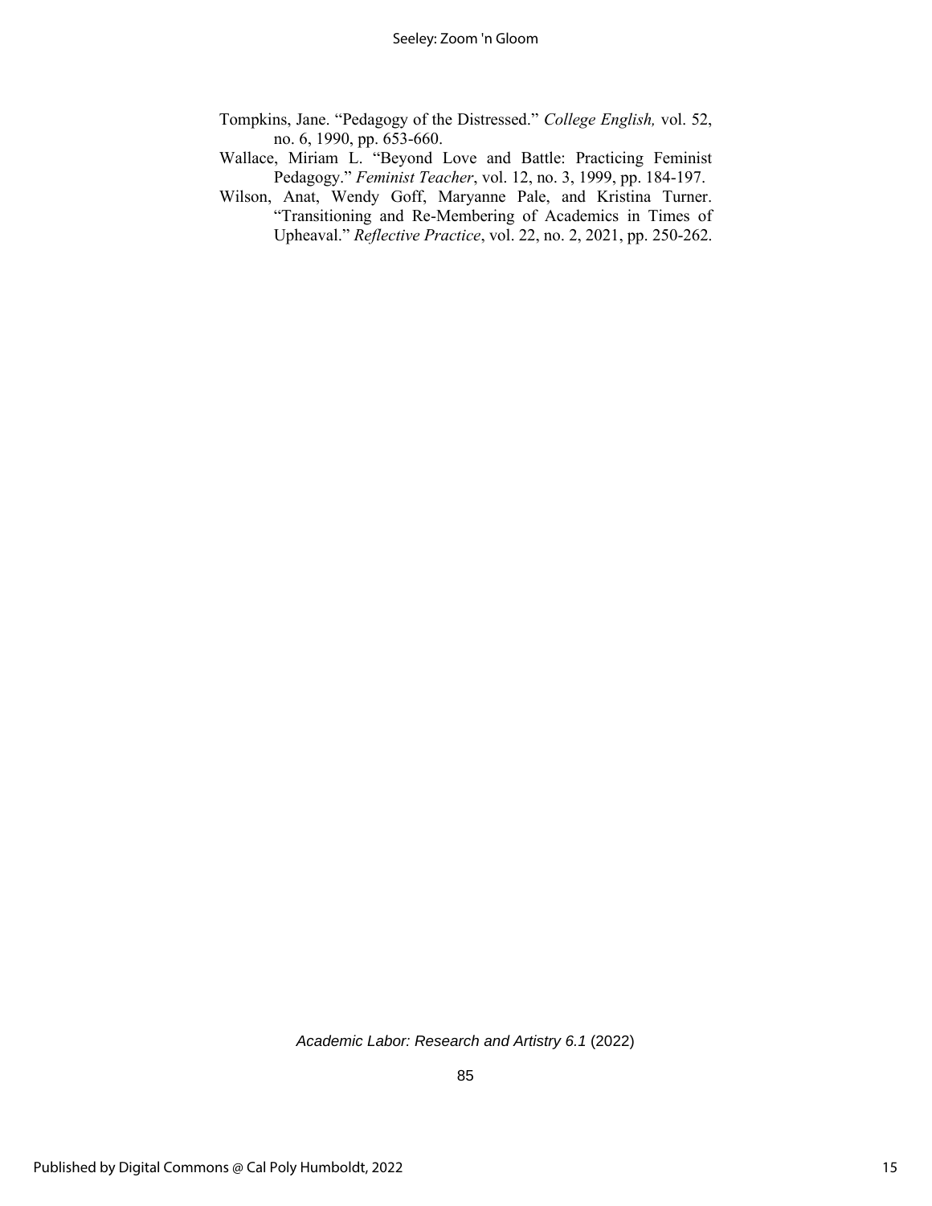Tompkins, Jane. "Pedagogy of the Distressed." *College English,* vol. 52, no. 6, 1990, pp. 653-660.

Wallace, Miriam L. "Beyond Love and Battle: Practicing Feminist Pedagogy." *Feminist Teacher*, vol. 12, no. 3, 1999, pp. 184-197.

Wilson, Anat, Wendy Goff, Maryanne Pale, and Kristina Turner. "Transitioning and Re-Membering of Academics in Times of Upheaval." *Reflective Practice*, vol. 22, no. 2, 2021, pp. 250-262.